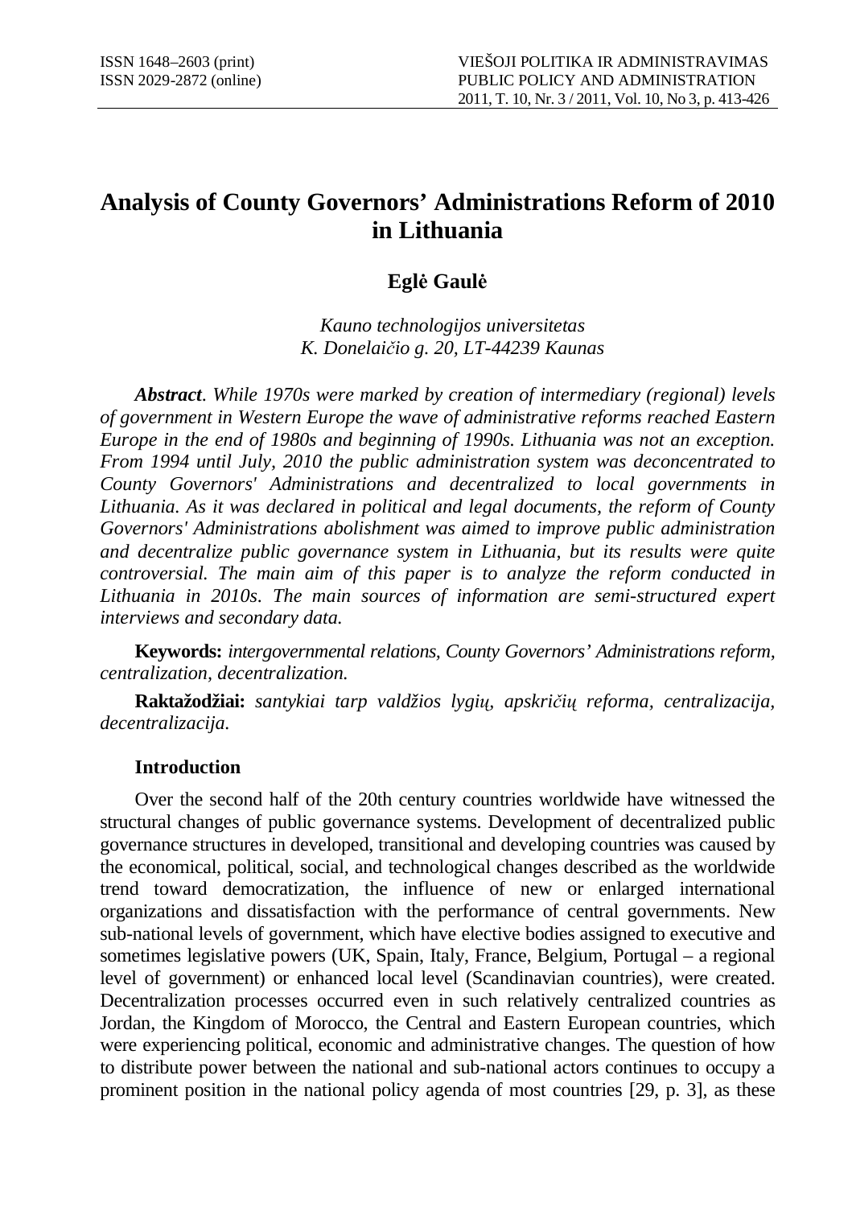# Analysis of County Governors' Administrations Reform of 2010 in Lithuania

**Eglė Gaulė**

*Kauno technologijos universitetas*
*K. Donelaičio g. 20, LT-44239 Kaunas*

***Abstract***. *While 1970s were marked by creation of intermediary (regional) levels of government in Western Europe the wave of administrative reforms reached Eastern Europe in the end of 1980s and beginning of 1990s. Lithuania was not an exception. From 1994 until July, 2010 the public administration system was deconcentrated to County Governors' Administrations and decentralized to local governments in Lithuania. As it was declared in political and legal documents, the reform of County Governors' Administrations abolishment was aimed to improve public administration and decentralize public governance system in Lithuania, but its results were quite controversial. The main aim of this paper is to analyze the reform conducted in Lithuania in 2010s. The main sources of information are semi-structured expert interviews and secondary data.*

**Keywords:** *intergovernmental relations, County Governors' Administrations reform, centralization, decentralization.*

**Raktažodžiai:** *santykiai tarp valdžios lygių, apskričių reforma, centralizacija, decentralizacija.*

## Introduction

Over the second half of the 20th century countries worldwide have witnessed the structural changes of public governance systems. Development of decentralized public governance structures in developed, transitional and developing countries was caused by the economical, political, social, and technological changes described as the worldwide trend toward democratization, the influence of new or enlarged international organizations and dissatisfaction with the performance of central governments. New sub-national levels of government, which have elective bodies assigned to executive and sometimes legislative powers (UK, Spain, Italy, France, Belgium, Portugal – a regional level of government) or enhanced local level (Scandinavian countries), were created. Decentralization processes occurred even in such relatively centralized countries as Jordan, the Kingdom of Morocco, the Central and Eastern European countries, which were experiencing political, economic and administrative changes. The question of how to distribute power between the national and sub-national actors continues to occupy a prominent position in the national policy agenda of most countries [29, p. 3], as these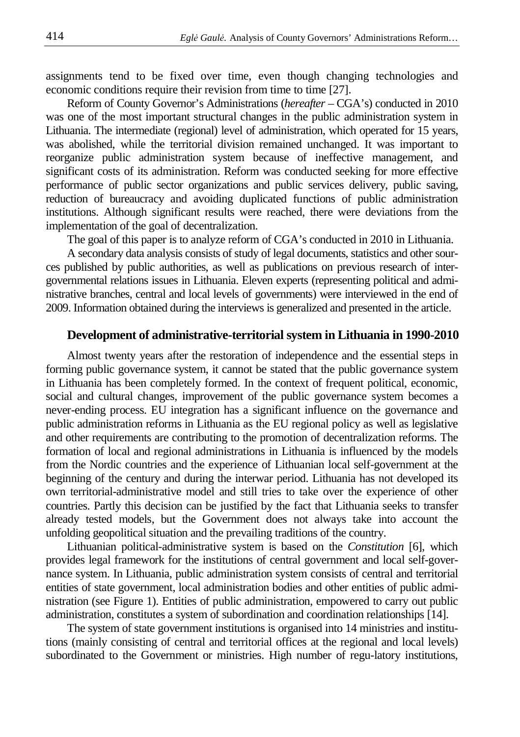assignments tend to be fixed over time, even though changing technologies and economic conditions require their revision from time to time [27].

Reform of County Governor's Administrations (*hereafter* – CGA's) conducted in 2010 was one of the most important structural changes in the public administration system in Lithuania. The intermediate (regional) level of administration, which operated for 15 years, was abolished, while the territorial division remained unchanged. It was important to reorganize public administration system because of ineffective management, and significant costs of its administration. Reform was conducted seeking for more effective performance of public sector organizations and public services delivery, public saving, reduction of bureaucracy and avoiding duplicated functions of public administration institutions. Although significant results were reached, there were deviations from the implementation of the goal of decentralization.

The goal of this paper is to analyze reform of CGA's conducted in 2010 in Lithuania.

A secondary data analysis consists of study of legal documents, statistics and other sources published by public authorities, as well as publications on previous research of inter-governmental relations issues in Lithuania. Eleven experts (representing political and administrative branches, central and local levels of governments) were interviewed in the end of 2009. Information obtained during the interviews is generalized and presented in the article.

## Development of administrative-territorial system in Lithuania in 1990-2010

Almost twenty years after the restoration of independence and the essential steps in forming public governance system, it cannot be stated that the public governance system in Lithuania has been completely formed. In the context of frequent political, economic, social and cultural changes, improvement of the public governance system becomes a never-ending process. EU integration has a significant influence on the governance and public administration reforms in Lithuania as the EU regional policy as well as legislative and other requirements are contributing to the promotion of decentralization reforms. The formation of local and regional administrations in Lithuania is influenced by the models from the Nordic countries and the experience of Lithuanian local self-government at the beginning of the century and during the interwar period. Lithuania has not developed its own territorial-administrative model and still tries to take over the experience of other countries. Partly this decision can be justified by the fact that Lithuania seeks to transfer already tested models, but the Government does not always take into account the unfolding geopolitical situation and the prevailing traditions of the country.

Lithuanian political-administrative system is based on the *Constitution* [6], which provides legal framework for the institutions of central government and local self-governance system. In Lithuania, public administration system consists of central and territorial entities of state government, local administration bodies and other entities of public administration (see Figure 1). Entities of public administration, empowered to carry out public administration, constitutes a system of subordination and coordination relationships [14].

The system of state government institutions is organised into 14 ministries and institutions (mainly consisting of central and territorial offices at the regional and local levels) subordinated to the Government or ministries. High number of regu-latory institutions,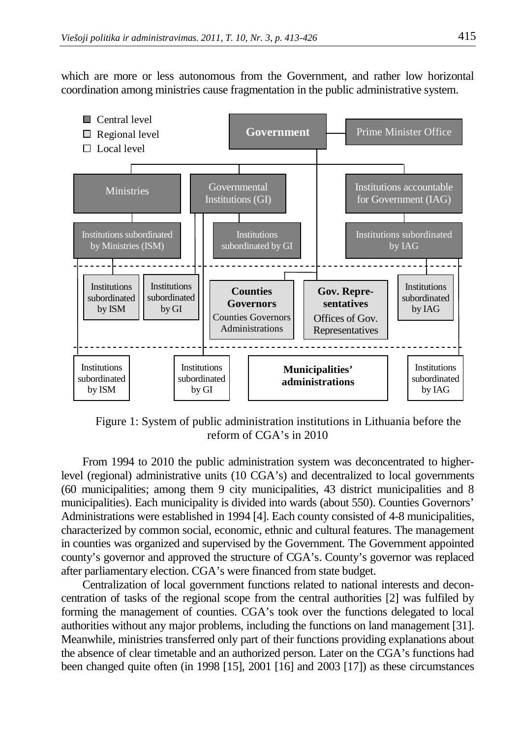which are more or less autonomous from the Government, and rather low horizontal coordination among ministries cause fragmentation in the public administrative system.

Figure 1: System of public administration institutions in Lithuania before the reform of CGA's in 2010

From 1994 to 2010 the public administration system was deconcentrated to higher-level (regional) administrative units (10 CGA's) and decentralized to local governments (60 municipalities; among them 9 city municipalities, 43 district municipalities and 8 municipalities). Each municipality is divided into wards (about 550). Counties Governors' Administrations were established in 1994 [4]. Each county consisted of 4-8 municipalities, characterized by common social, economic, ethnic and cultural features. The management in counties was organized and supervised by the Government. The Government appointed county's governor and approved the structure of CGA's. County's governor was replaced after parliamentary election. CGA's were financed from state budget.

Centralization of local government functions related to national interests and deconcentration of tasks of the regional scope from the central authorities [2] was fulfiled by forming the management of counties. CGA's took over the functions delegated to local authorities without any major problems, including the functions on land management [31]. Meanwhile, ministries transferred only part of their functions providing explanations about the absence of clear timetable and an authorized person. Later on the CGA's functions had been changed quite often (in 1998 [15], 2001 [16] and 2003 [17]) as these circumstances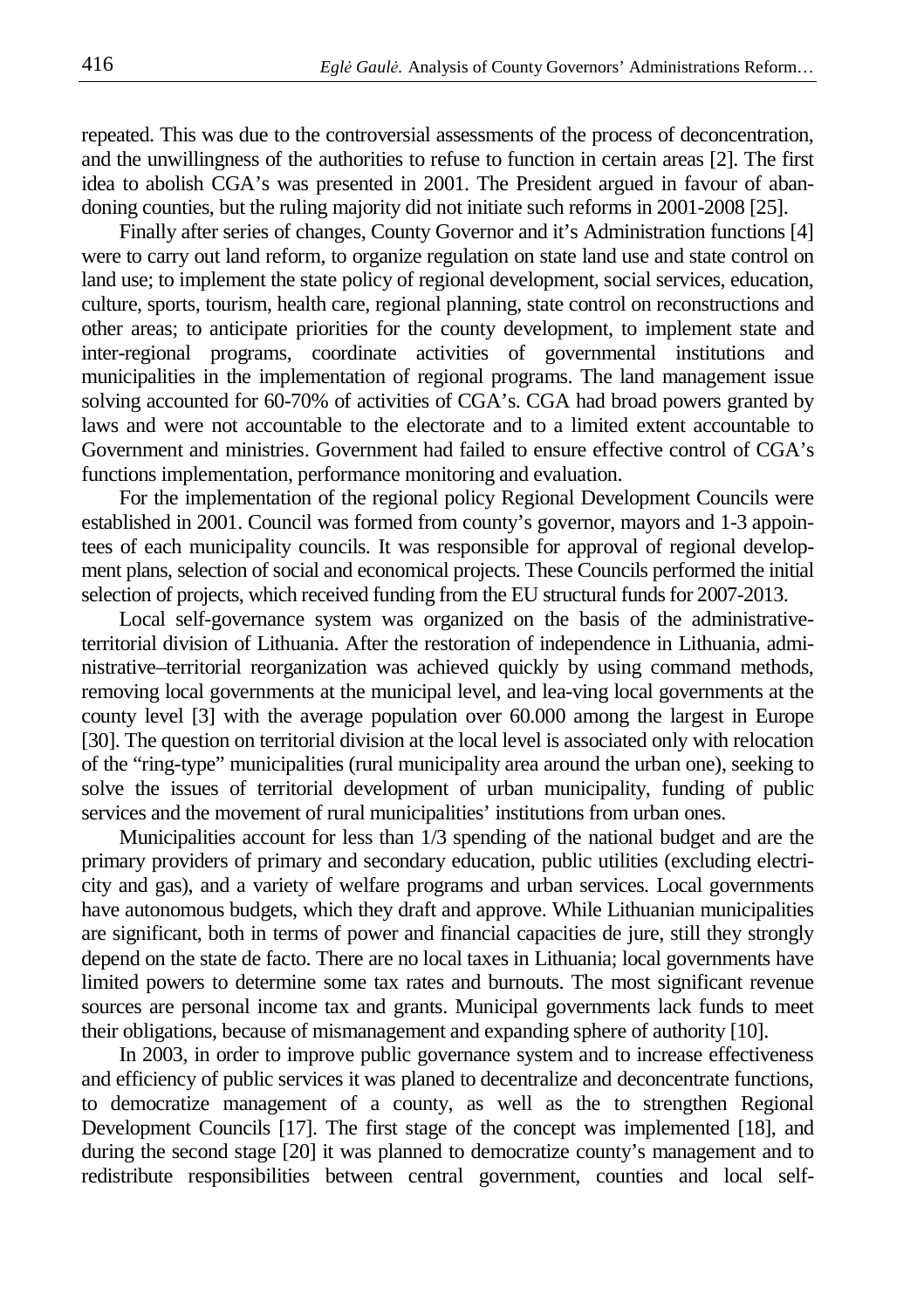repeated. This was due to the controversial assessments of the process of deconcentration, and the unwillingness of the authorities to refuse to function in certain areas [2]. The first idea to abolish CGA's was presented in 2001. The President argued in favour of abandoning counties, but the ruling majority did not initiate such reforms in 2001-2008 [25].

Finally after series of changes, County Governor and it's Administration functions [4] were to carry out land reform, to organize regulation on state land use and state control on land use; to implement the state policy of regional development, social services, education, culture, sports, tourism, health care, regional planning, state control on reconstructions and other areas; to anticipate priorities for the county development, to implement state and inter-regional programs, coordinate activities of governmental institutions and municipalities in the implementation of regional programs. The land management issue solving accounted for 60-70% of activities of CGA's. CGA had broad powers granted by laws and were not accountable to the electorate and to a limited extent accountable to Government and ministries. Government had failed to ensure effective control of CGA's functions implementation, performance monitoring and evaluation.

For the implementation of the regional policy Regional Development Councils were established in 2001. Council was formed from county's governor, mayors and 1-3 appointees of each municipality councils. It was responsible for approval of regional development plans, selection of social and economical projects. These Councils performed the initial selection of projects, which received funding from the EU structural funds for 2007-2013.

Local self-governance system was organized on the basis of the administrative-territorial division of Lithuania. After the restoration of independence in Lithuania, administrative–territorial reorganization was achieved quickly by using command methods, removing local governments at the municipal level, and lea-ving local governments at the county level [3] with the average population over 60.000 among the largest in Europe [30]. The question on territorial division at the local level is associated only with relocation of the "ring-type" municipalities (rural municipality area around the urban one), seeking to solve the issues of territorial development of urban municipality, funding of public services and the movement of rural municipalities' institutions from urban ones.

Municipalities account for less than 1/3 spending of the national budget and are the primary providers of primary and secondary education, public utilities (excluding electricity and gas), and a variety of welfare programs and urban services. Local governments have autonomous budgets, which they draft and approve. While Lithuanian municipalities are significant, both in terms of power and financial capacities de jure, still they strongly depend on the state de facto. There are no local taxes in Lithuania; local governments have limited powers to determine some tax rates and burnouts. The most significant revenue sources are personal income tax and grants. Municipal governments lack funds to meet their obligations, because of mismanagement and expanding sphere of authority [10].

In 2003, in order to improve public governance system and to increase effectiveness and efficiency of public services it was planed to decentralize and deconcentrate functions, to democratize management of a county, as well as the to strengthen Regional Development Councils [17]. The first stage of the concept was implemented [18], and during the second stage [20] it was planned to democratize county's management and to redistribute responsibilities between central government, counties and local self-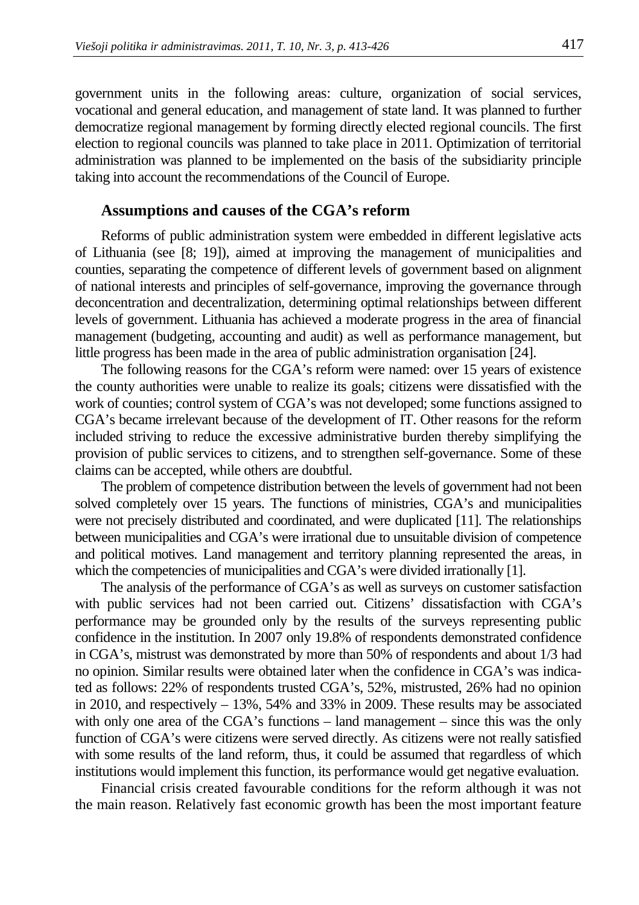government units in the following areas: culture, organization of social services, vocational and general education, and management of state land. It was planned to further democratize regional management by forming directly elected regional councils. The first election to regional councils was planned to take place in 2011. Optimization of territorial administration was planned to be implemented on the basis of the subsidiarity principle taking into account the recommendations of the Council of Europe.

## Assumptions and causes of the CGA's reform

Reforms of public administration system were embedded in different legislative acts of Lithuania (see [8; 19]), aimed at improving the management of municipalities and counties, separating the competence of different levels of government based on alignment of national interests and principles of self-governance, improving the governance through deconcentration and decentralization, determining optimal relationships between different levels of government. Lithuania has achieved a moderate progress in the area of financial management (budgeting, accounting and audit) as well as performance management, but little progress has been made in the area of public administration organisation [24].

The following reasons for the CGA's reform were named: over 15 years of existence the county authorities were unable to realize its goals; citizens were dissatisfied with the work of counties; control system of CGA's was not developed; some functions assigned to CGA's became irrelevant because of the development of IT. Other reasons for the reform included striving to reduce the excessive administrative burden thereby simplifying the provision of public services to citizens, and to strengthen self-governance. Some of these claims can be accepted, while others are doubtful.

The problem of competence distribution between the levels of government had not been solved completely over 15 years. The functions of ministries, CGA's and municipalities were not precisely distributed and coordinated, and were duplicated [11]. The relationships between municipalities and CGA's were irrational due to unsuitable division of competence and political motives. Land management and territory planning represented the areas, in which the competencies of municipalities and CGA's were divided irrationally [1].

The analysis of the performance of CGA's as well as surveys on customer satisfaction with public services had not been carried out. Citizens' dissatisfaction with CGA's performance may be grounded only by the results of the surveys representing public confidence in the institution. In 2007 only 19.8% of respondents demonstrated confidence in CGA's, mistrust was demonstrated by more than 50% of respondents and about 1/3 had no opinion. Similar results were obtained later when the confidence in CGA's was indicated as follows: 22% of respondents trusted CGA's, 52%, mistrusted, 26% had no opinion in 2010, and respectively – 13%, 54% and 33% in 2009. These results may be associated with only one area of the CGA's functions – land management – since this was the only function of CGA's were citizens were served directly. As citizens were not really satisfied with some results of the land reform, thus, it could be assumed that regardless of which institutions would implement this function, its performance would get negative evaluation.

Financial crisis created favourable conditions for the reform although it was not the main reason. Relatively fast economic growth has been the most important feature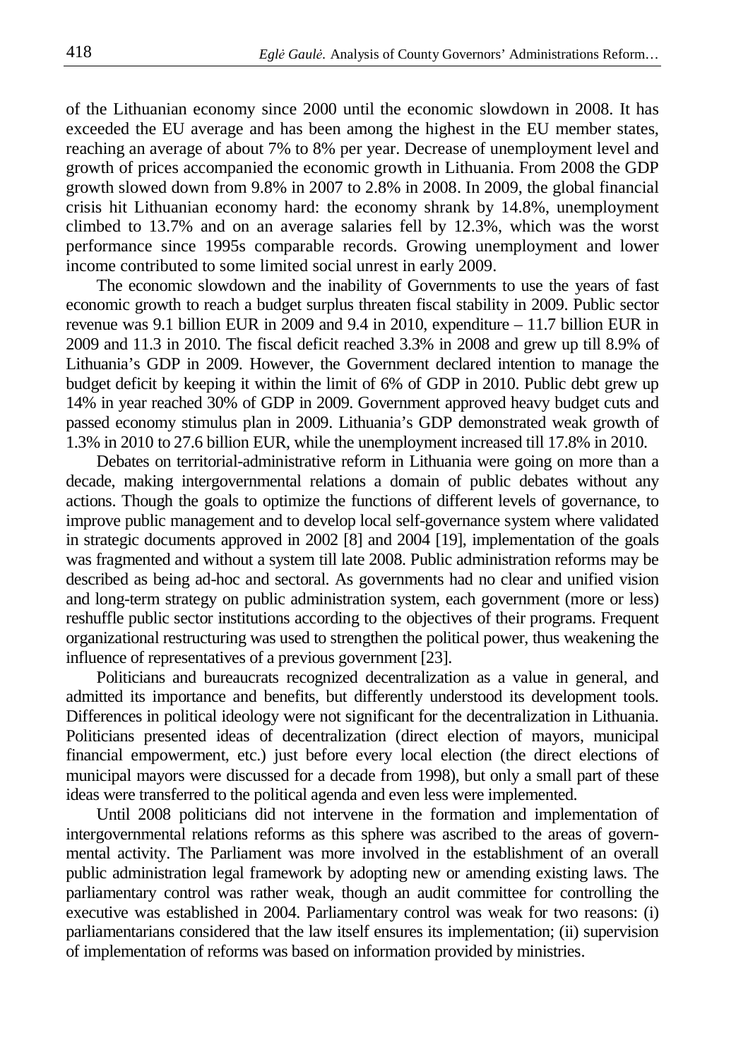of the Lithuanian economy since 2000 until the economic slowdown in 2008. It has exceeded the EU average and has been among the highest in the EU member states, reaching an average of about 7% to 8% per year. Decrease of unemployment level and growth of prices accompanied the economic growth in Lithuania. From 2008 the GDP growth slowed down from 9.8% in 2007 to 2.8% in 2008. In 2009, the global financial crisis hit Lithuanian economy hard: the economy shrank by 14.8%, unemployment climbed to 13.7% and on an average salaries fell by 12.3%, which was the worst performance since 1995s comparable records. Growing unemployment and lower income contributed to some limited social unrest in early 2009.

The economic slowdown and the inability of Governments to use the years of fast economic growth to reach a budget surplus threaten fiscal stability in 2009. Public sector revenue was 9.1 billion EUR in 2009 and 9.4 in 2010, expenditure – 11.7 billion EUR in 2009 and 11.3 in 2010. The fiscal deficit reached 3.3% in 2008 and grew up till 8.9% of Lithuania's GDP in 2009. However, the Government declared intention to manage the budget deficit by keeping it within the limit of 6% of GDP in 2010. Public debt grew up 14% in year reached 30% of GDP in 2009. Government approved heavy budget cuts and passed economy stimulus plan in 2009. Lithuania's GDP demonstrated weak growth of 1.3% in 2010 to 27.6 billion EUR, while the unemployment increased till 17.8% in 2010.

Debates on territorial-administrative reform in Lithuania were going on more than a decade, making intergovernmental relations a domain of public debates without any actions. Though the goals to optimize the functions of different levels of governance, to improve public management and to develop local self-governance system where validated in strategic documents approved in 2002 [8] and 2004 [19], implementation of the goals was fragmented and without a system till late 2008. Public administration reforms may be described as being ad-hoc and sectoral. As governments had no clear and unified vision and long-term strategy on public administration system, each government (more or less) reshuffle public sector institutions according to the objectives of their programs. Frequent organizational restructuring was used to strengthen the political power, thus weakening the influence of representatives of a previous government [23].

Politicians and bureaucrats recognized decentralization as a value in general, and admitted its importance and benefits, but differently understood its development tools. Differences in political ideology were not significant for the decentralization in Lithuania. Politicians presented ideas of decentralization (direct election of mayors, municipal financial empowerment, etc.) just before every local election (the direct elections of municipal mayors were discussed for a decade from 1998), but only a small part of these ideas were transferred to the political agenda and even less were implemented.

Until 2008 politicians did not intervene in the formation and implementation of intergovernmental relations reforms as this sphere was ascribed to the areas of governmental activity. The Parliament was more involved in the establishment of an overall public administration legal framework by adopting new or amending existing laws. The parliamentary control was rather weak, though an audit committee for controlling the executive was established in 2004. Parliamentary control was weak for two reasons: (i) parliamentarians considered that the law itself ensures its implementation; (ii) supervision of implementation of reforms was based on information provided by ministries.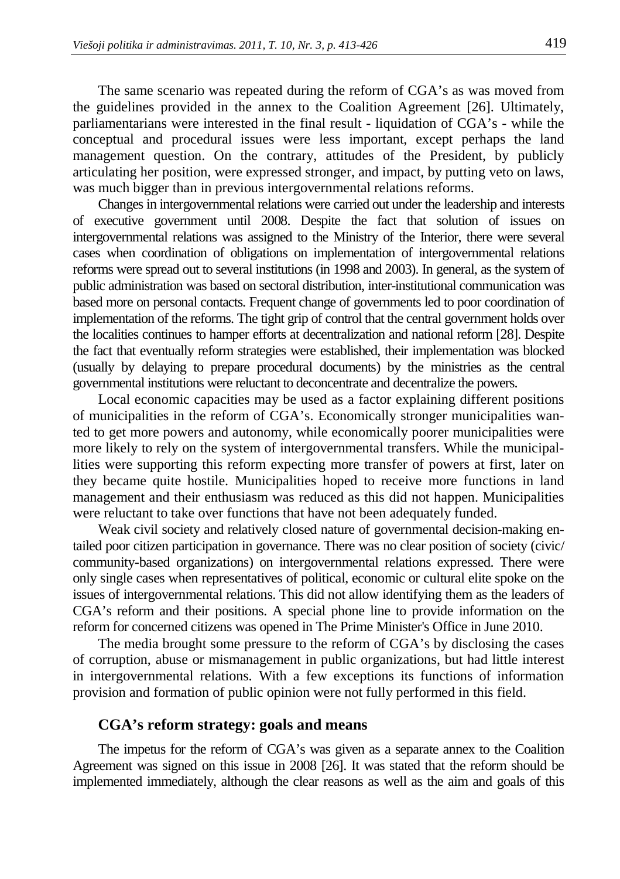The same scenario was repeated during the reform of CGA's as was moved from the guidelines provided in the annex to the Coalition Agreement [26]. Ultimately, parliamentarians were interested in the final result - liquidation of CGA's - while the conceptual and procedural issues were less important, except perhaps the land management question. On the contrary, attitudes of the President, by publicly articulating her position, were expressed stronger, and impact, by putting veto on laws, was much bigger than in previous intergovernmental relations reforms.

Changes in intergovernmental relations were carried out under the leadership and interests of executive government until 2008. Despite the fact that solution of issues on intergovernmental relations was assigned to the Ministry of the Interior, there were several cases when coordination of obligations on implementation of intergovernmental relations reforms were spread out to several institutions (in 1998 and 2003). In general, as the system of public administration was based on sectoral distribution, inter-institutional communication was based more on personal contacts. Frequent change of governments led to poor coordination of implementation of the reforms. The tight grip of control that the central government holds over the localities continues to hamper efforts at decentralization and national reform [28]. Despite the fact that eventually reform strategies were established, their implementation was blocked (usually by delaying to prepare procedural documents) by the ministries as the central governmental institutions were reluctant to deconcentrate and decentralize the powers.

Local economic capacities may be used as a factor explaining different positions of municipalities in the reform of CGA's. Economically stronger municipalities wanted to get more powers and autonomy, while economically poorer municipalities were more likely to rely on the system of intergovernmental transfers. While the municipalities were supporting this reform expecting more transfer of powers at first, later on they became quite hostile. Municipalities hoped to receive more functions in land management and their enthusiasm was reduced as this did not happen. Municipalities were reluctant to take over functions that have not been adequately funded.

Weak civil society and relatively closed nature of governmental decision-making entailed poor citizen participation in governance. There was no clear position of society (civic/community-based organizations) on intergovernmental relations expressed. There were only single cases when representatives of political, economic or cultural elite spoke on the issues of intergovernmental relations. This did not allow identifying them as the leaders of CGA's reform and their positions. A special phone line to provide information on the reform for concerned citizens was opened in The Prime Minister's Office in June 2010.

The media brought some pressure to the reform of CGA's by disclosing the cases of corruption, abuse or mismanagement in public organizations, but had little interest in intergovernmental relations. With a few exceptions its functions of information provision and formation of public opinion were not fully performed in this field.

## CGA's reform strategy: goals and means

The impetus for the reform of CGA's was given as a separate annex to the Coalition Agreement was signed on this issue in 2008 [26]. It was stated that the reform should be implemented immediately, although the clear reasons as well as the aim and goals of this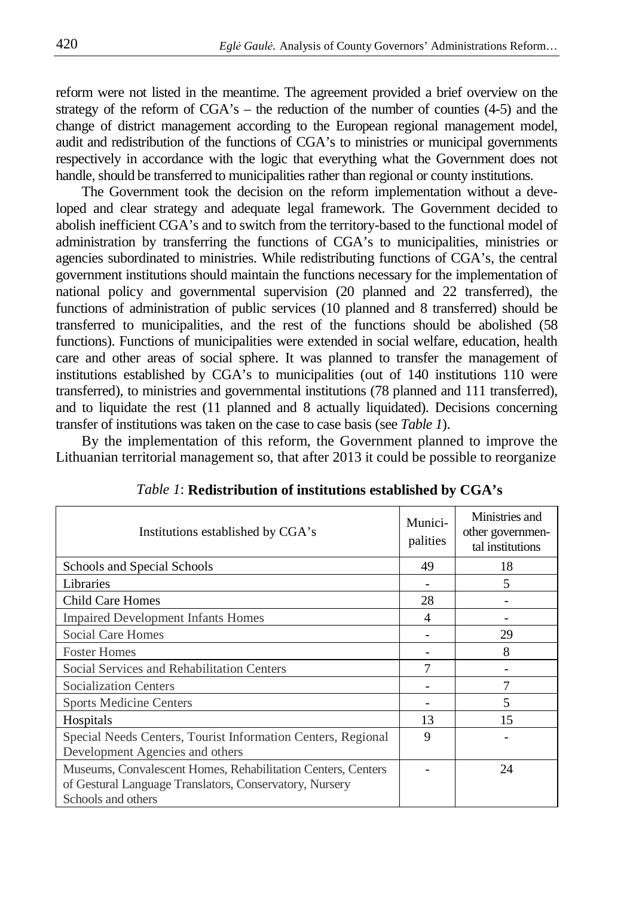reform were not listed in the meantime. The agreement provided a brief overview on the strategy of the reform of CGA's – the reduction of the number of counties (4-5) and the change of district management according to the European regional management model, audit and redistribution of the functions of CGA's to ministries or municipal governments respectively in accordance with the logic that everything what the Government does not handle, should be transferred to municipalities rather than regional or county institutions.

The Government took the decision on the reform implementation without a developed and clear strategy and adequate legal framework. The Government decided to abolish inefficient CGA's and to switch from the territory-based to the functional model of administration by transferring the functions of CGA's to municipalities, ministries or agencies subordinated to ministries. While redistributing functions of CGA's, the central government institutions should maintain the functions necessary for the implementation of national policy and governmental supervision (20 planned and 22 transferred), the functions of administration of public services (10 planned and 8 transferred) should be transferred to municipalities, and the rest of the functions should be abolished (58 functions). Functions of municipalities were extended in social welfare, education, health care and other areas of social sphere. It was planned to transfer the management of institutions established by CGA's to municipalities (out of 140 institutions 110 were transferred), to ministries and governmental institutions (78 planned and 111 transferred), and to liquidate the rest (11 planned and 8 actually liquidated). Decisions concerning transfer of institutions was taken on the case to case basis (see *Table 1*).

By the implementation of this reform, the Government planned to improve the Lithuanian territorial management so, that after 2013 it could be possible to reorganize

*Table 1*: **Redistribution of institutions established by CGA's**

| Institutions established by CGA's | Municipalities | Ministries and other governmental institutions |
|---|---|---|
| Schools and Special Schools | 49 | 18 |
| Libraries | - | 5 |
| Child Care Homes | 28 | - |
| Impaired Development Infants Homes | 4 | - |
| Social Care Homes | - | 29 |
| Foster Homes | - | 8 |
| Social Services and Rehabilitation Centers | 7 | - |
| Socialization Centers | - | 7 |
| Sports Medicine Centers | - | 5 |
| Hospitals | 13 | 15 |
| Special Needs Centers, Tourist Information Centers, Regional Development Agencies and others | 9 | - |
| Museums, Convalescent Homes, Rehabilitation Centers, Centers of Gestural Language Translators, Conservatory, Nursery Schools and others | - | 24 |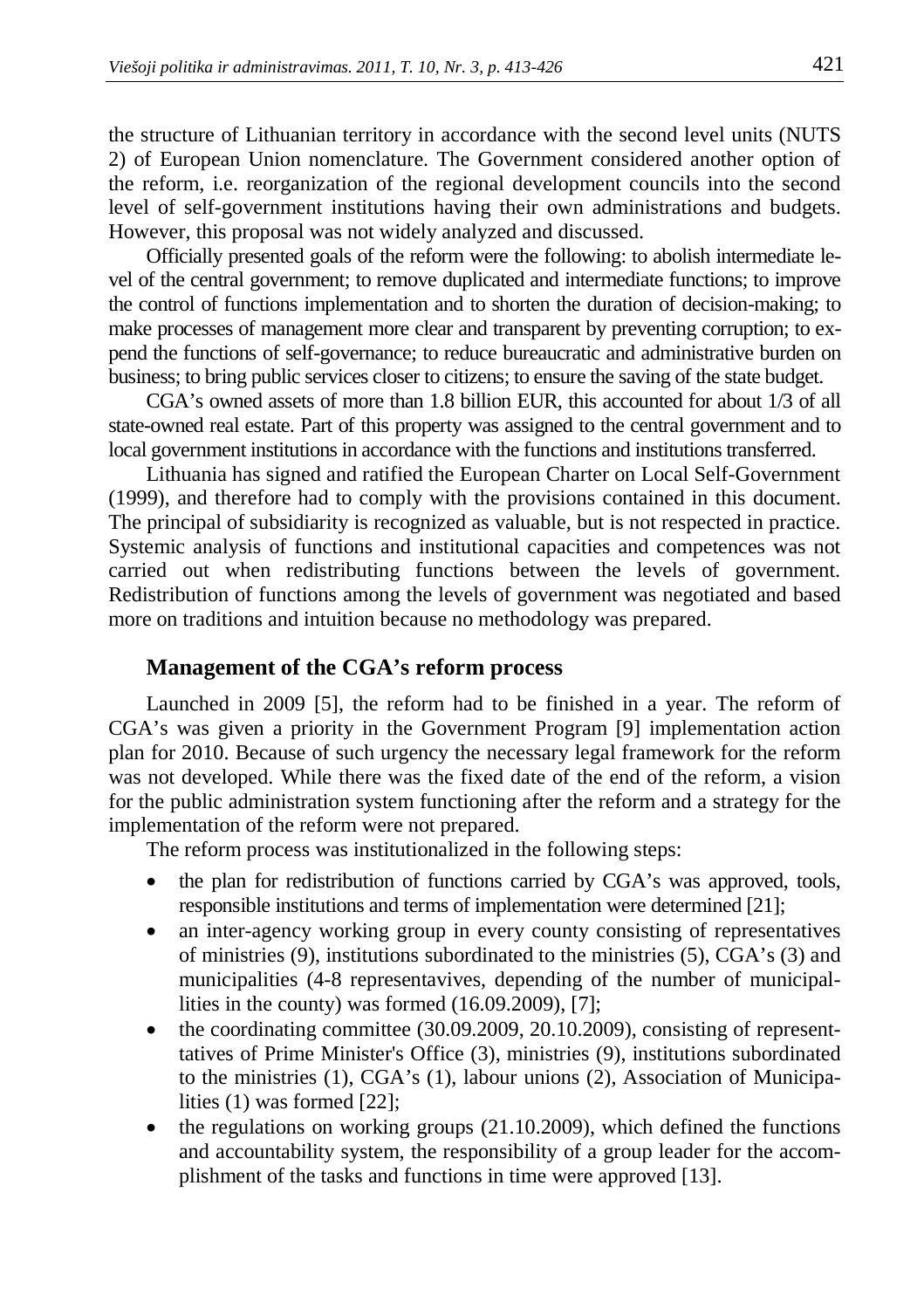the structure of Lithuanian territory in accordance with the second level units (NUTS 2) of European Union nomenclature. The Government considered another option of the reform, i.e. reorganization of the regional development councils into the second level of self-government institutions having their own administrations and budgets. However, this proposal was not widely analyzed and discussed.

Officially presented goals of the reform were the following: to abolish intermediate level of the central government; to remove duplicated and intermediate functions; to improve the control of functions implementation and to shorten the duration of decision-making; to make processes of management more clear and transparent by preventing corruption; to expend the functions of self-governance; to reduce bureaucratic and administrative burden on business; to bring public services closer to citizens; to ensure the saving of the state budget.

CGA's owned assets of more than 1.8 billion EUR, this accounted for about 1/3 of all state-owned real estate. Part of this property was assigned to the central government and to local government institutions in accordance with the functions and institutions transferred.

Lithuania has signed and ratified the European Charter on Local Self-Government (1999), and therefore had to comply with the provisions contained in this document. The principal of subsidiarity is recognized as valuable, but is not respected in practice. Systemic analysis of functions and institutional capacities and competences was not carried out when redistributing functions between the levels of government. Redistribution of functions among the levels of government was negotiated and based more on traditions and intuition because no methodology was prepared.

### Management of the CGA's reform process

Launched in 2009 [5], the reform had to be finished in a year. The reform of CGA's was given a priority in the Government Program [9] implementation action plan for 2010. Because of such urgency the necessary legal framework for the reform was not developed. While there was the fixed date of the end of the reform, a vision for the public administration system functioning after the reform and a strategy for the implementation of the reform were not prepared.

The reform process was institutionalized in the following steps:

- the plan for redistribution of functions carried by CGA's was approved, tools, responsible institutions and terms of implementation were determined [21];
- an inter-agency working group in every county consisting of representatives of ministries (9), institutions subordinated to the ministries (5), CGA's (3) and municipalities (4-8 representavives, depending of the number of municipallities in the county) was formed (16.09.2009), [7];
- the coordinating committee (30.09.2009, 20.10.2009), consisting of representtatives of Prime Minister's Office (3), ministries (9), institutions subordinated to the ministries (1), CGA's (1), labour unions (2), Association of Municipalities (1) was formed [22];
- the regulations on working groups (21.10.2009), which defined the functions and accountability system, the responsibility of a group leader for the accomplishment of the tasks and functions in time were approved [13].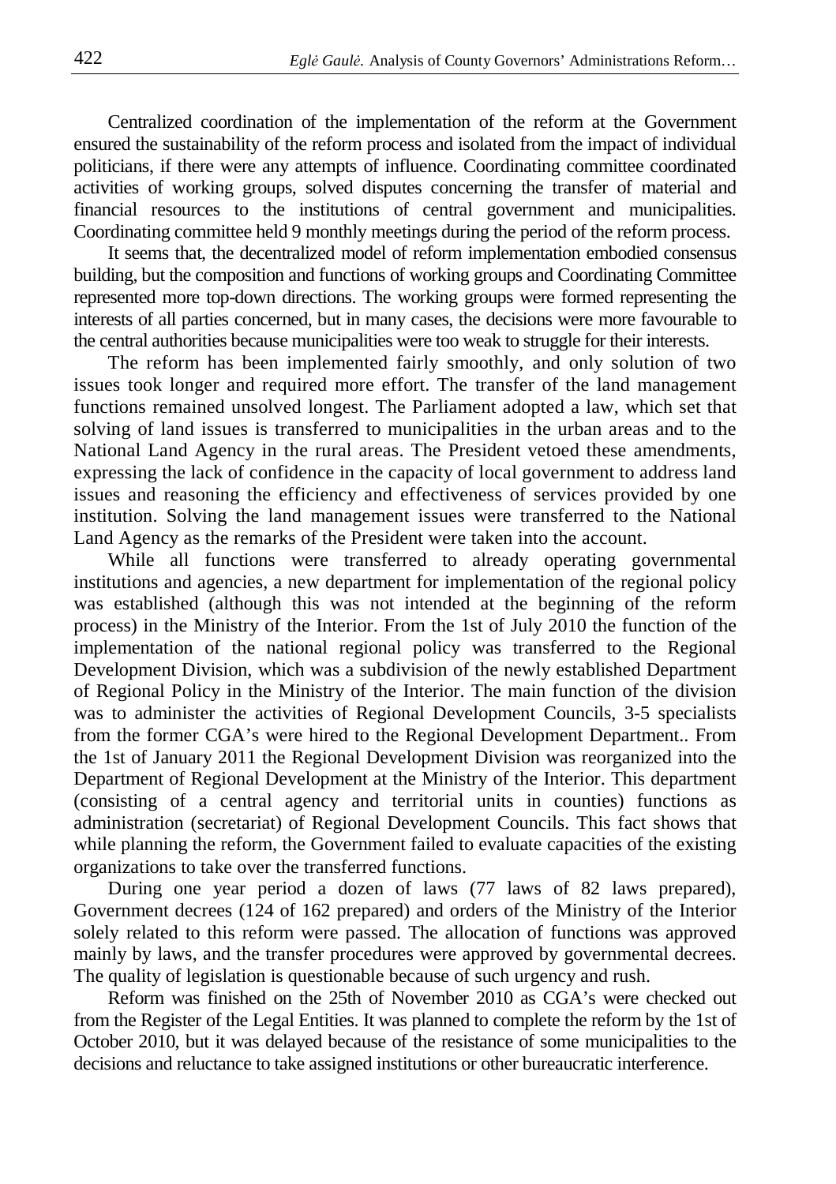Centralized coordination of the implementation of the reform at the Government ensured the sustainability of the reform process and isolated from the impact of individual politicians, if there were any attempts of influence. Coordinating committee coordinated activities of working groups, solved disputes concerning the transfer of material and financial resources to the institutions of central government and municipalities. Coordinating committee held 9 monthly meetings during the period of the reform process.

It seems that, the decentralized model of reform implementation embodied consensus building, but the composition and functions of working groups and Coordinating Committee represented more top-down directions. The working groups were formed representing the interests of all parties concerned, but in many cases, the decisions were more favourable to the central authorities because municipalities were too weak to struggle for their interests.

The reform has been implemented fairly smoothly, and only solution of two issues took longer and required more effort. The transfer of the land management functions remained unsolved longest. The Parliament adopted a law, which set that solving of land issues is transferred to municipalities in the urban areas and to the National Land Agency in the rural areas. The President vetoed these amendments, expressing the lack of confidence in the capacity of local government to address land issues and reasoning the efficiency and effectiveness of services provided by one institution. Solving the land management issues were transferred to the National Land Agency as the remarks of the President were taken into the account.

While all functions were transferred to already operating governmental institutions and agencies, a new department for implementation of the regional policy was established (although this was not intended at the beginning of the reform process) in the Ministry of the Interior. From the 1st of July 2010 the function of the implementation of the national regional policy was transferred to the Regional Development Division, which was a subdivision of the newly established Department of Regional Policy in the Ministry of the Interior. The main function of the division was to administer the activities of Regional Development Councils, 3-5 specialists from the former CGA's were hired to the Regional Development Department.. From the 1st of January 2011 the Regional Development Division was reorganized into the Department of Regional Development at the Ministry of the Interior. This department (consisting of a central agency and territorial units in counties) functions as administration (secretariat) of Regional Development Councils. This fact shows that while planning the reform, the Government failed to evaluate capacities of the existing organizations to take over the transferred functions.

During one year period a dozen of laws (77 laws of 82 laws prepared), Government decrees (124 of 162 prepared) and orders of the Ministry of the Interior solely related to this reform were passed. The allocation of functions was approved mainly by laws, and the transfer procedures were approved by governmental decrees. The quality of legislation is questionable because of such urgency and rush.

Reform was finished on the 25th of November 2010 as CGA's were checked out from the Register of the Legal Entities. It was planned to complete the reform by the 1st of October 2010, but it was delayed because of the resistance of some municipalities to the decisions and reluctance to take assigned institutions or other bureaucratic interference.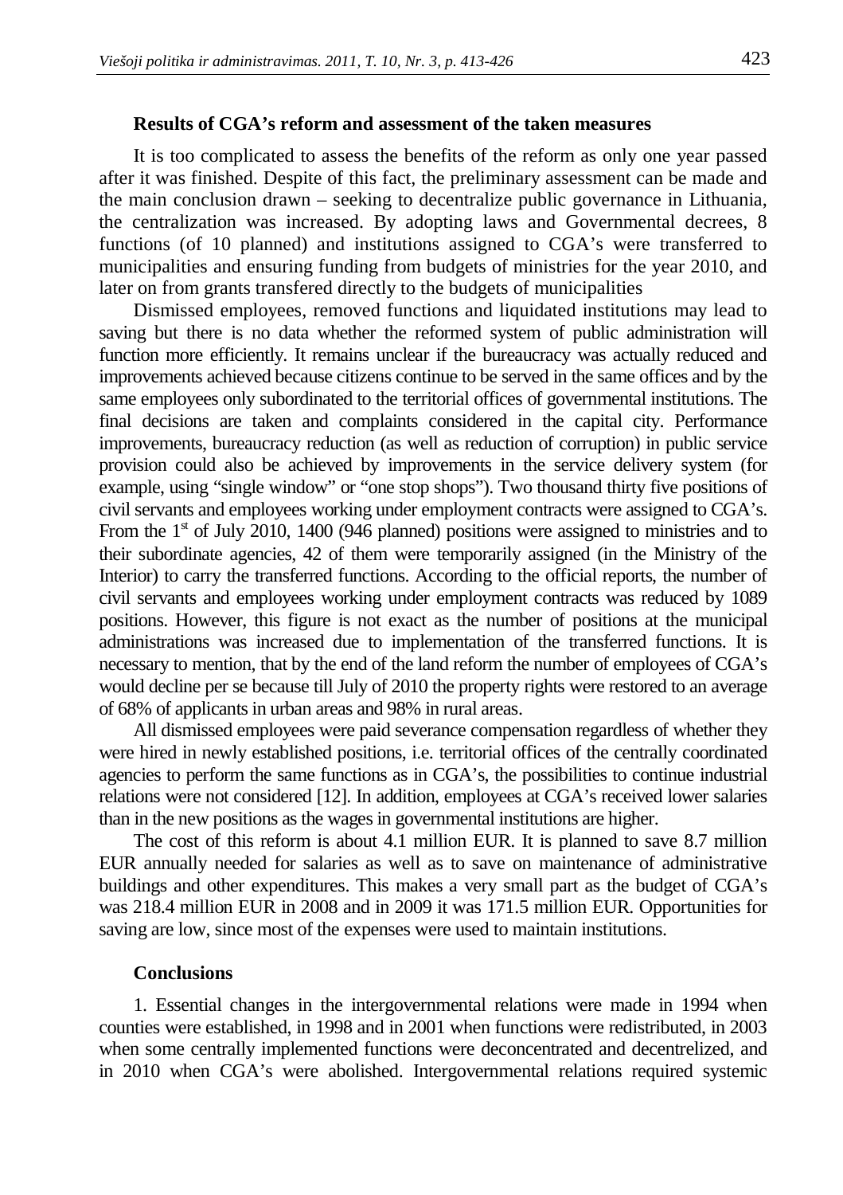### Results of CGA's reform and assessment of the taken measures

It is too complicated to assess the benefits of the reform as only one year passed after it was finished. Despite of this fact, the preliminary assessment can be made and the main conclusion drawn – seeking to decentralize public governance in Lithuania, the centralization was increased. By adopting laws and Governmental decrees, 8 functions (of 10 planned) and institutions assigned to CGA's were transferred to municipalities and ensuring funding from budgets of ministries for the year 2010, and later on from grants transfered directly to the budgets of municipalities

Dismissed employees, removed functions and liquidated institutions may lead to saving but there is no data whether the reformed system of public administration will function more efficiently. It remains unclear if the bureaucracy was actually reduced and improvements achieved because citizens continue to be served in the same offices and by the same employees only subordinated to the territorial offices of governmental institutions. The final decisions are taken and complaints considered in the capital city. Performance improvements, bureaucracy reduction (as well as reduction of corruption) in public service provision could also be achieved by improvements in the service delivery system (for example, using "single window" or "one stop shops"). Two thousand thirty five positions of civil servants and employees working under employment contracts were assigned to CGA's. From the 1st of July 2010, 1400 (946 planned) positions were assigned to ministries and to their subordinate agencies, 42 of them were temporarily assigned (in the Ministry of the Interior) to carry the transferred functions. According to the official reports, the number of civil servants and employees working under employment contracts was reduced by 1089 positions. However, this figure is not exact as the number of positions at the municipal administrations was increased due to implementation of the transferred functions. It is necessary to mention, that by the end of the land reform the number of employees of CGA's would decline per se because till July of 2010 the property rights were restored to an average of 68% of applicants in urban areas and 98% in rural areas.

All dismissed employees were paid severance compensation regardless of whether they were hired in newly established positions, i.e. territorial offices of the centrally coordinated agencies to perform the same functions as in CGA's, the possibilities to continue industrial relations were not considered [12]. In addition, employees at CGA's received lower salaries than in the new positions as the wages in governmental institutions are higher.

The cost of this reform is about 4.1 million EUR. It is planned to save 8.7 million EUR annually needed for salaries as well as to save on maintenance of administrative buildings and other expenditures. This makes a very small part as the budget of CGA's was 218.4 million EUR in 2008 and in 2009 it was 171.5 million EUR. Opportunities for saving are low, since most of the expenses were used to maintain institutions.

### Conclusions

1. Essential changes in the intergovernmental relations were made in 1994 when counties were established, in 1998 and in 2001 when functions were redistributed, in 2003 when some centrally implemented functions were deconcentrated and decentrelized, and in 2010 when CGA's were abolished. Intergovernmental relations required systemic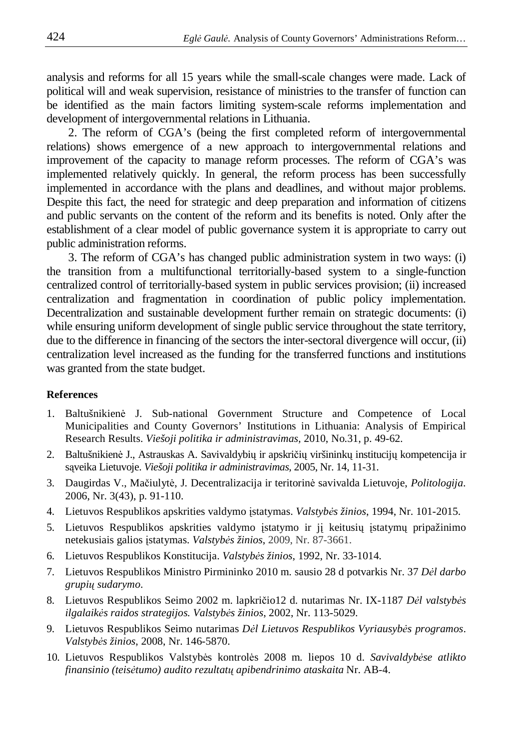analysis and reforms for all 15 years while the small-scale changes were made. Lack of political will and weak supervision, resistance of ministries to the transfer of function can be identified as the main factors limiting system-scale reforms implementation and development of intergovernmental relations in Lithuania.

2. The reform of CGA's (being the first completed reform of intergovernmental relations) shows emergence of a new approach to intergovernmental relations and improvement of the capacity to manage reform processes. The reform of CGA's was implemented relatively quickly. In general, the reform process has been successfully implemented in accordance with the plans and deadlines, and without major problems. Despite this fact, the need for strategic and deep preparation and information of citizens and public servants on the content of the reform and its benefits is noted. Only after the establishment of a clear model of public governance system it is appropriate to carry out public administration reforms.

3. The reform of CGA's has changed public administration system in two ways: (i) the transition from a multifunctional territorially-based system to a single-function centralized control of territorially-based system in public services provision; (ii) increased centralization and fragmentation in coordination of public policy implementation. Decentralization and sustainable development further remain on strategic documents: (i) while ensuring uniform development of single public service throughout the state territory, due to the difference in financing of the sectors the inter-sectoral divergence will occur, (ii) centralization level increased as the funding for the transferred functions and institutions was granted from the state budget.

**References**

1. Baltušnikienė J. Sub-national Government Structure and Competence of Local Municipalities and County Governors' Institutions in Lithuania: Analysis of Empirical Research Results. *Viešoji politika ir administravimas*, 2010, No.31, p. 49-62.
2. Baltušnikienė J., Astrauskas A. Savivaldybių ir apskričių viršininkų institucijų kompetencija ir sąveika Lietuvoje. *Viešoji politika ir administravimas*, 2005, Nr. 14, 11-31.
3. Daugirdas V., Mačiulytė, J. Decentralizacija ir teritorinė savivalda Lietuvoje, *Politologija*. 2006, Nr. 3(43), p. 91-110.
4. Lietuvos Respublikos apskrities valdymo įstatymas. *Valstybės žinios*, 1994, Nr. 101-2015.
5. Lietuvos Respublikos apskrities valdymo įstatymo ir jį keitusių įstatymų pripažinimo netekusiais galios įstatymas. *Valstybės žinios*, 2009, Nr. 87-3661.
6. Lietuvos Respublikos Konstitucija. *Valstybės žinios*, 1992, Nr. 33-1014.
7. Lietuvos Respublikos Ministro Pirmininko 2010 m. sausio 28 d potvarkis Nr. 37 *Dėl darbo grupių sudarymo*.
8. Lietuvos Respublikos Seimo 2002 m. lapkričio12 d. nutarimas Nr. IX-1187 *Dėl valstybės ilgalaikės raidos strategijos. Valstybės žinios*, 2002, Nr. 113-5029.
9. Lietuvos Respublikos Seimo nutarimas *Dėl Lietuvos Respublikos Vyriausybės programos*. *Valstybės žinios*, 2008, Nr. 146-5870.
10. Lietuvos Respublikos Valstybės kontrolės 2008 m. liepos 10 d. *Savivaldybėse atlikto finansinio (teisėtumo) audito rezultatų apibendrinimo ataskaita* Nr. AB-4.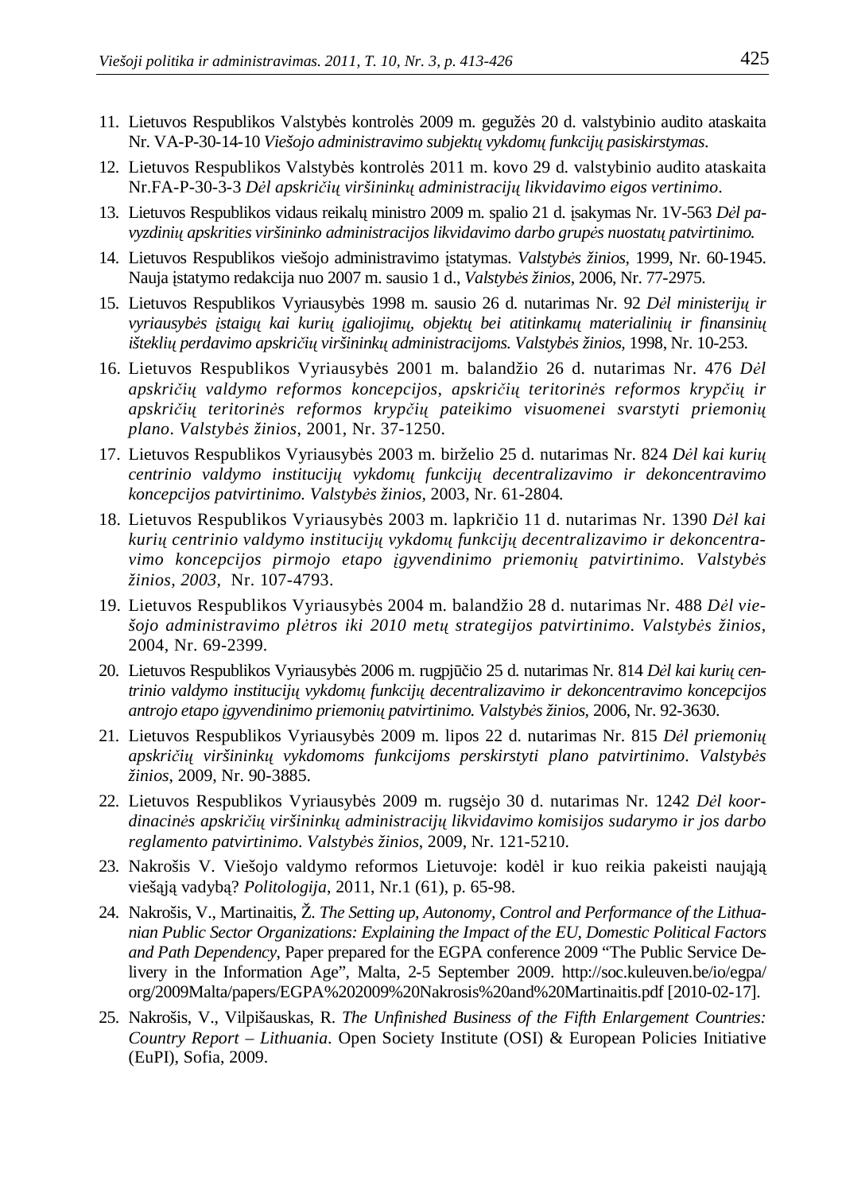11. Lietuvos Respublikos Valstybės kontrolės 2009 m. gegužės 20 d. valstybinio audito ataskaita Nr. VA-P-30-14-10 *Viešojo administravimo subjektų vykdomų funkcijų pasiskirstymas*.
12. Lietuvos Respublikos Valstybės kontrolės 2011 m. kovo 29 d. valstybinio audito ataskaita Nr.FA-P-30-3-3 *Dėl apskričių viršininkų administracijų likvidavimo eigos vertinimo*.
13. Lietuvos Respublikos vidaus reikalų ministro 2009 m. spalio 21 d. įsakymas Nr. 1V-563 *Dėl pavyzdinių apskrities viršininko administracijos likvidavimo darbo grupės nuostatų patvirtinimo.*
14. Lietuvos Respublikos viešojo administravimo įstatymas. *Valstybės žinios*, 1999, Nr. 60-1945. Nauja įstatymo redakcija nuo 2007 m. sausio 1 d., *Valstybės žinios*, 2006, Nr. 77-2975.
15. Lietuvos Respublikos Vyriausybės 1998 m. sausio 26 d. nutarimas Nr. 92 *Dėl ministerijų ir vyriausybės įstaigų kai kurių įgaliojimų, objektų bei atitinkamų materialinių ir finansinių išteklių perdavimo apskričių viršininkų administracijoms. Valstybės žinios,* 1998, Nr. 10-253.
16. Lietuvos Respublikos Vyriausybės 2001 m. balandžio 26 d. nutarimas Nr. 476 *Dėl apskričių valdymo reformos koncepcijos, apskričių teritorinės reformos krypčių ir apskričių teritorinės reformos krypčių pateikimo visuomenei svarstyti priemonių plano*. *Valstybės žinios*, 2001, Nr. 37-1250.
17. Lietuvos Respublikos Vyriausybės 2003 m. birželio 25 d. nutarimas Nr. 824 *Dėl kai kurių centrinio valdymo institucijų vykdomų funkcijų decentralizavimo ir dekoncentravimo koncepcijos patvirtinimo. Valstybės žinios,* 2003, Nr. 61-2804.
18. Lietuvos Respublikos Vyriausybės 2003 m. lapkričio 11 d. nutarimas Nr. 1390 *Dėl kai kurių centrinio valdymo institucijų vykdomų funkcijų decentralizavimo ir dekoncentravimo koncepcijos pirmojo etapo įgyvendinimo priemonių patvirtinimo. Valstybės žinios, 2003,* Nr. 107-4793.
19. Lietuvos Respublikos Vyriausybės 2004 m. balandžio 28 d. nutarimas Nr. 488 *Dėl viešojo administravimo plėtros iki 2010 metų strategijos patvirtinimo*. *Valstybės žinios*, 2004, Nr. 69-2399.
20. Lietuvos Respublikos Vyriausybės 2006 m. rugpjūčio 25 d. nutarimas Nr. 814 *Dėl kai kurių centrinio valdymo institucijų vykdomų funkcijų decentralizavimo ir dekoncentravimo koncepcijos antrojo etapo įgyvendinimo priemonių patvirtinimo. Valstybės žinios,* 2006, Nr. 92-3630.
21. Lietuvos Respublikos Vyriausybės 2009 m. lipos 22 d. nutarimas Nr. 815 *Dėl priemonių apskričių viršininkų vykdomoms funkcijoms perskirstyti plano patvirtinimo*. *Valstybės žinios*, 2009, Nr. 90-3885.
22. Lietuvos Respublikos Vyriausybės 2009 m. rugsėjo 30 d. nutarimas Nr. 1242 *Dėl koordinacinės apskričių viršininkų administracijų likvidavimo komisijos sudarymo ir jos darbo reglamento patvirtinimo*. *Valstybės žinios*, 2009, Nr. 121-5210.
23. Nakrošis V. Viešojo valdymo reformos Lietuvoje: kodėl ir kuo reikia pakeisti naująją viešąją vadybą? *Politologija*, 2011, Nr.1 (61), p. 65-98.
24. Nakrošis, V., Martinaitis, Ž. *The Setting up, Autonomy, Control and Performance of the Lithuanian Public Sector Organizations: Explaining the Impact of the EU, Domestic Political Factors and Path Dependency*, Paper prepared for the EGPA conference 2009 "The Public Service Delivery in the Information Age", Malta, 2-5 September 2009. http://soc.kuleuven.be/io/egpa/org/2009Malta/papers/EGPA%202009%20Nakrosis%20and%20Martinaitis.pdf [2010-02-17].
25. Nakrošis, V., Vilpišauskas, R. *The Unfinished Business of the Fifth Enlargement Countries: Country Report – Lithuania*. Open Society Institute (OSI) & European Policies Initiative (EuPI), Sofia, 2009.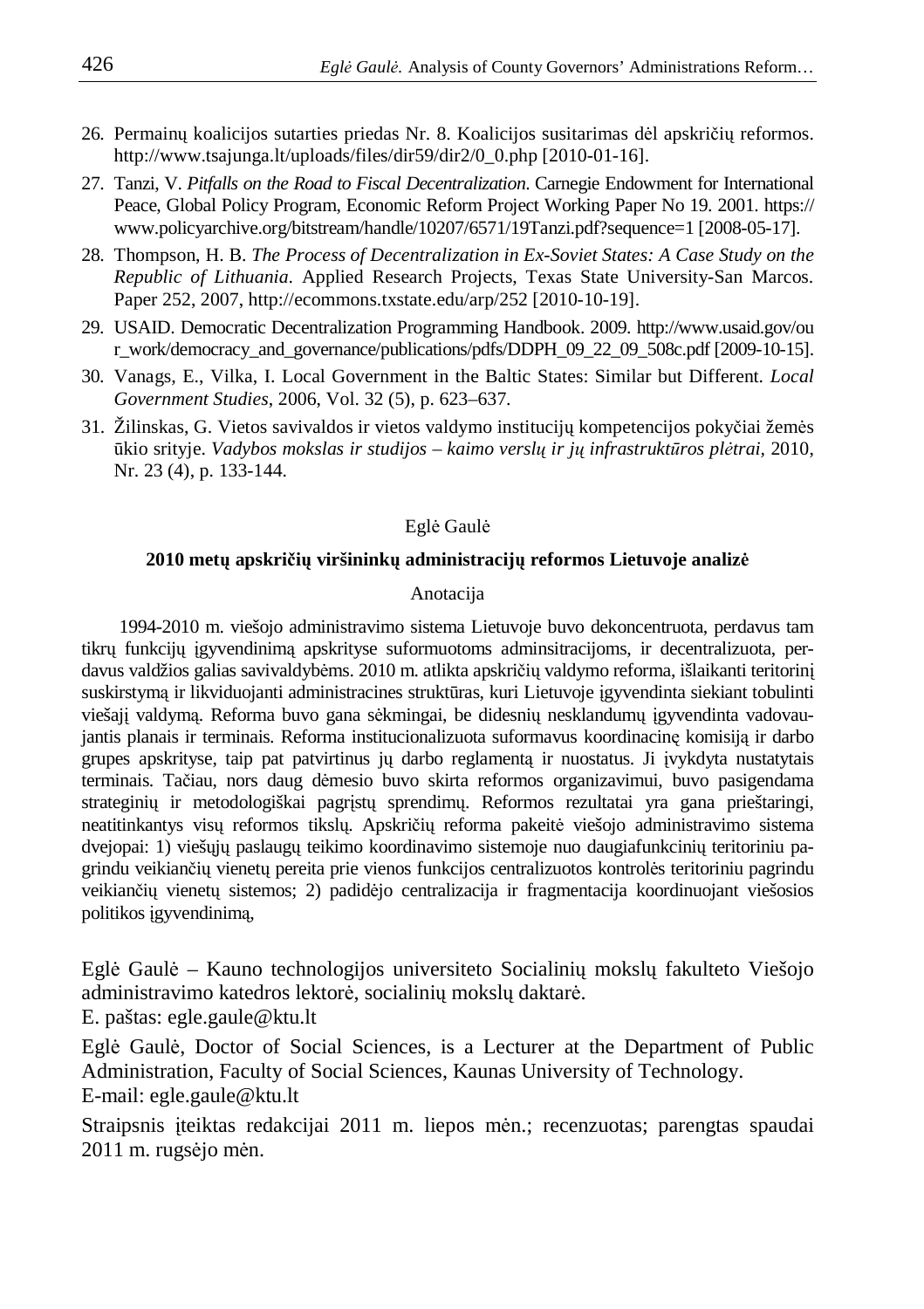26. Permainų koalicijos sutarties priedas Nr. 8. Koalicijos susitarimas dėl apskričių reformos. http://www.tsajunga.lt/uploads/files/dir59/dir2/0_0.php [2010-01-16].
27. Tanzi, V. *Pitfalls on the Road to Fiscal Decentralization*. Carnegie Endowment for International Peace, Global Policy Program, Economic Reform Project Working Paper No 19. 2001. https://www.policyarchive.org/bitstream/handle/10207/6571/19Tanzi.pdf?sequence=1 [2008-05-17].
28. Thompson, H. B. *The Process of Decentralization in Ex-Soviet States: A Case Study on the Republic of Lithuania*. Applied Research Projects, Texas State University-San Marcos. Paper 252, 2007, http://ecommons.txstate.edu/arp/252 [2010-10-19].
29. USAID. Democratic Decentralization Programming Handbook. 2009. http://www.usaid.gov/our_work/democracy_and_governance/publications/pdfs/DDPH_09_22_09_508c.pdf [2009-10-15].
30. Vanags, E., Vilka, I. Local Government in the Baltic States: Similar but Different. *Local Government Studies*, 2006, Vol. 32 (5), p. 623–637.
31. Žilinskas, G. Vietos savivaldos ir vietos valdymo institucijų kompetencijos pokyčiai žemės ūkio srityje. *Vadybos mokslas ir studijos – kaimo verslų ir jų infrastruktūros plėtrai*, 2010, Nr. 23 (4), p. 133-144.

Eglė Gaulė

**2010 metų apskričių viršininkų administracijų reformos Lietuvoje analizė**

Anotacija

1994-2010 m. viešojo administravimo sistema Lietuvoje buvo dekoncentruota, perdavus tam tikrų funkcijų įgyvendinimą apskrityse suformuotoms adminsitracijoms, ir decentralizuota, perdavus valdžios galias savivaldybėms. 2010 m. atlikta apskričių valdymo reforma, išlaikanti teritorinį suskirstymą ir likviduojanti administracines struktūras, kuri Lietuvoje įgyvendinta siekiant tobulinti viešąjį valdymą. Reforma buvo gana sėkmingai, be didesnių nesklandumų įgyvendinta vadovaujantis planais ir terminais. Reforma institucionalizuota suformavus koordinacinę komisiją ir darbo grupes apskrityse, taip pat patvirtinus jų darbo reglamentą ir nuostatus. Ji įvykdyta nustatytais terminais. Tačiau, nors daug dėmesio buvo skirta reformos organizavimui, buvo pasigendama strateginių ir metodologiškai pagrįstų sprendimų. Reformos rezultatai yra gana prieštaringi, neatitinkantys visų reformos tikslų. Apskričių reforma pakeitė viešojo administravimo sistema dvejopai: 1) viešųjų paslaugų teikimo koordinavimo sistemoje nuo daugiafunkcinių teritoriniu pagrindu veikiančių vienetų pereita prie vienos funkcijos centralizuotos kontrolės teritoriniu pagrindu veikiančių vienetų sistemos; 2) padidėjo centralizacija ir fragmentacija koordinuojant viešosios politikos įgyvendinimą,

Eglė Gaulė – Kauno technologijos universiteto Socialinių mokslų fakulteto Viešojo administravimo katedros lektorė, socialinių mokslų daktarė.
E. paštas: egle.gaule@ktu.lt

Eglė Gaulė, Doctor of Social Sciences, is a Lecturer at the Department of Public Administration, Faculty of Social Sciences, Kaunas University of Technology.
E-mail: egle.gaule@ktu.lt

Straipsnis įteiktas redakcijai 2011 m. liepos mėn.; recenzuotas; parengtas spaudai 2011 m. rugsėjo mėn.